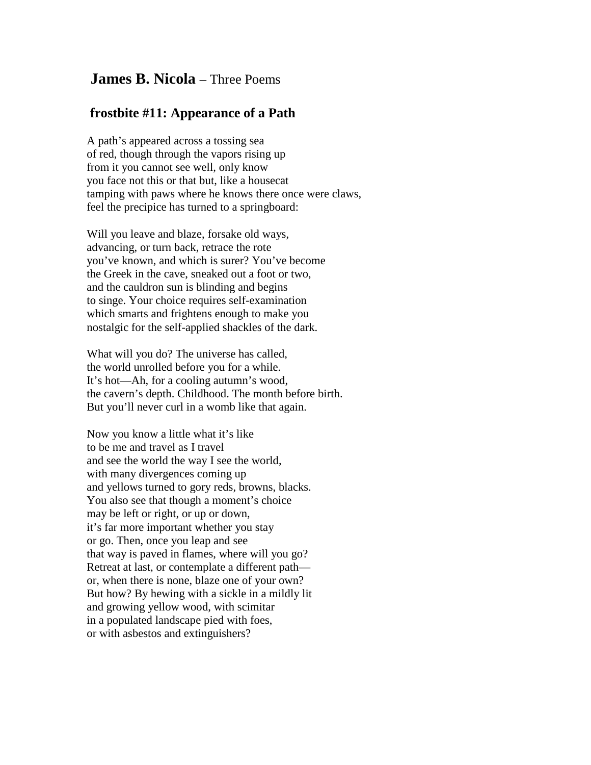# **James B. Nicola** – Three Poems

## frostbite #11: Appearance of a Path

A path's appeared across a tossing sea  
of red, though through the vapors rising up  
from it you cannot see well, only know  
you face not this or that but, like a housecat  
tamping with paws where he knows there once were claws,  
feel the precipice has turned to a springboard:

Will you leave and blaze, forsake old ways,  
advancing, or turn back, retrace the rote  
you've known, and which is surer? You've become  
the Greek in the cave, sneaked out a foot or two,  
and the cauldron sun is blinding and begins  
to singe. Your choice requires self-examination  
which smarts and frightens enough to make you  
nostalgic for the self-applied shackles of the dark.

What will you do? The universe has called,  
the world unrolled before you for a while.  
It's hot—Ah, for a cooling autumn's wood,  
the cavern's depth. Childhood. The month before birth.  
But you'll never curl in a womb like that again.

Now you know a little what it's like  
to be me and travel as I travel  
and see the world the way I see the world,  
with many divergences coming up  
and yellows turned to gory reds, browns, blacks.  
You also see that though a moment's choice  
may be left or right, or up or down,  
it's far more important whether you stay  
or go. Then, once you leap and see  
that way is paved in flames, where will you go?  
Retreat at last, or contemplate a different path—  
or, when there is none, blaze one of your own?  
But how? By hewing with a sickle in a mildly lit  
and growing yellow wood, with scimitar  
in a populated landscape pied with foes,  
or with asbestos and extinguishers?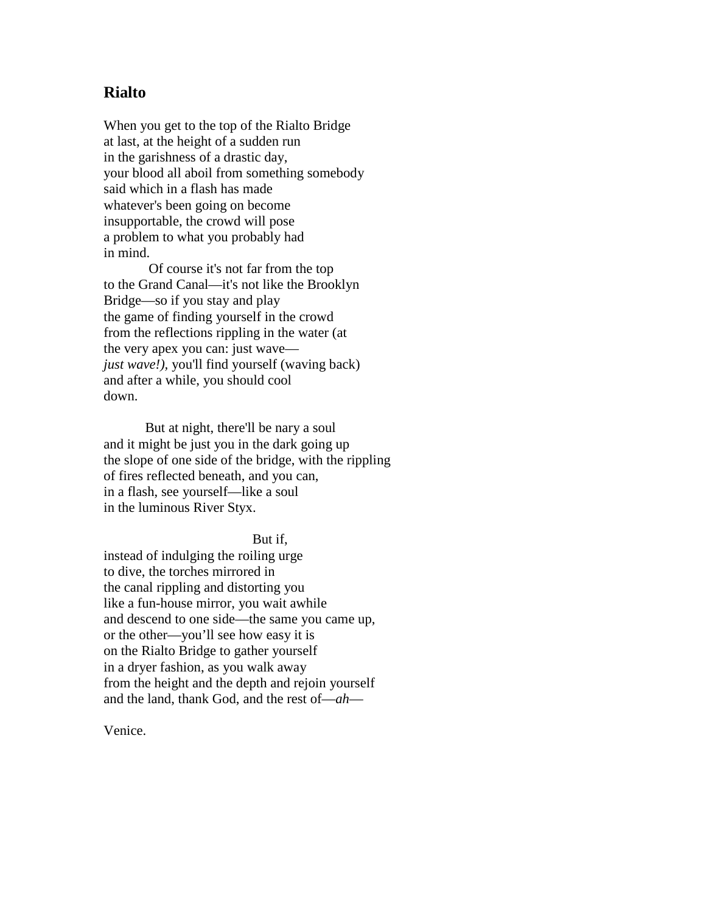## Rialto

When you get to the top of the Rialto Bridge
at last, at the height of a sudden run
in the garishness of a drastic day,
your blood all aboil from something somebody
said which in a flash has made
whatever's been going on become
insupportable, the crowd will pose
a problem to what you probably had
in mind.
          Of course it's not far from the top
to the Grand Canal—it's not like the Brooklyn
Bridge—so if you stay and play
the game of finding yourself in the crowd
from the reflections rippling in the water (at
the very apex you can: just wave—
*just wave!),* you'll find yourself (waving back)
and after a while, you should cool
down.

          But at night, there'll be nary a soul
and it might be just you in the dark going up
the slope of one side of the bridge, with the rippling
of fires reflected beneath, and you can,
in a flash, see yourself—like a soul
in the luminous River Styx.

                                        But if,
instead of indulging the roiling urge
to dive, the torches mirrored in
the canal rippling and distorting you
like a fun-house mirror, you wait awhile
and descend to one side—the same you came up,
or the other—you'll see how easy it is
on the Rialto Bridge to gather yourself
in a dryer fashion, as you walk away
from the height and the depth and rejoin yourself
and the land, thank God, and the rest of—*ah*—

Venice.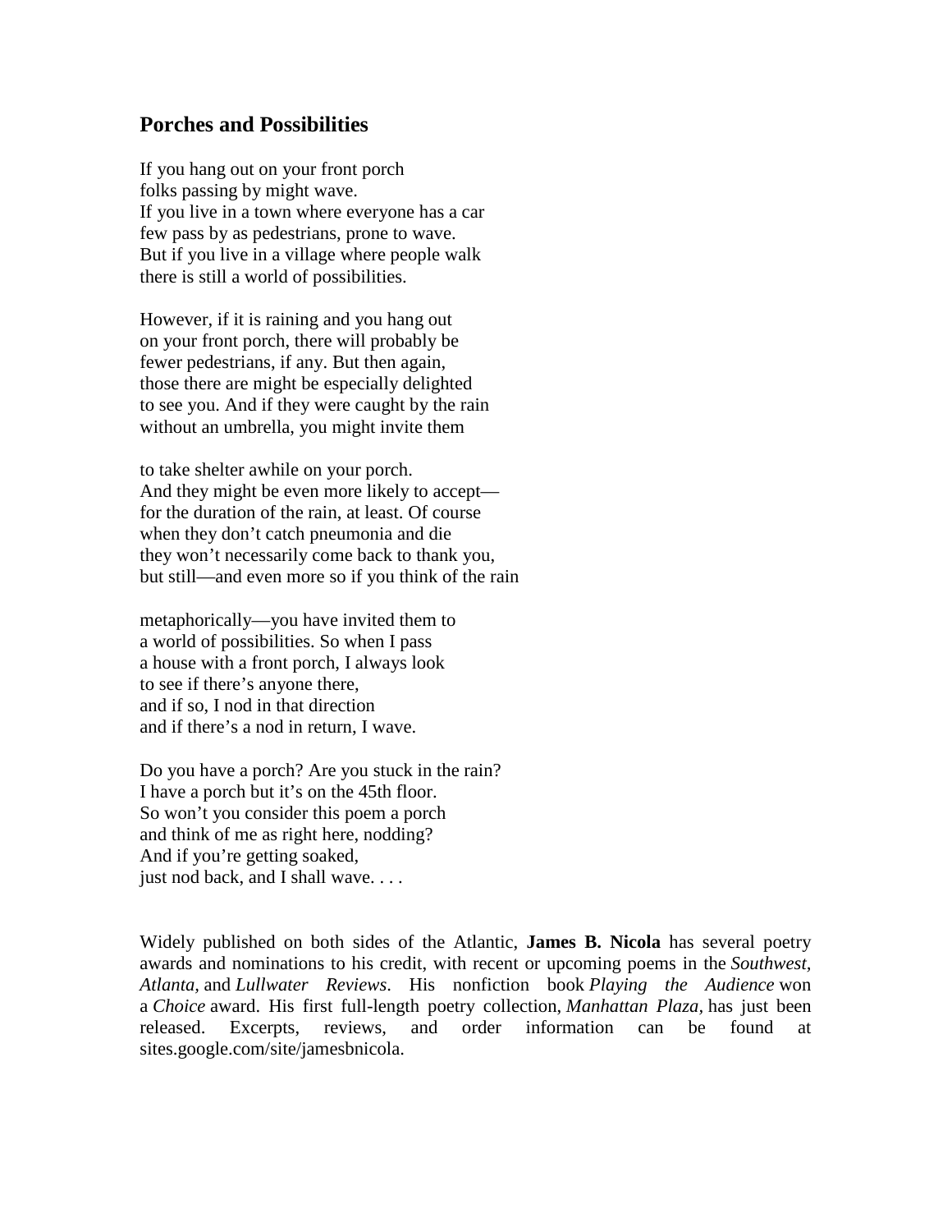## Porches and Possibilities

If you hang out on your front porch  
folks passing by might wave.  
If you live in a town where everyone has a car  
few pass by as pedestrians, prone to wave.  
But if you live in a village where people walk  
there is still a world of possibilities.

However, if it is raining and you hang out  
on your front porch, there will probably be  
fewer pedestrians, if any. But then again,  
those there are might be especially delighted  
to see you. And if they were caught by the rain  
without an umbrella, you might invite them

to take shelter awhile on your porch.  
And they might be even more likely to accept—  
for the duration of the rain, at least. Of course  
when they don't catch pneumonia and die  
they won't necessarily come back to thank you,  
but still—and even more so if you think of the rain

metaphorically—you have invited them to  
a world of possibilities. So when I pass  
a house with a front porch, I always look  
to see if there's anyone there,  
and if so, I nod in that direction  
and if there's a nod in return, I wave.

Do you have a porch? Are you stuck in the rain?  
I have a porch but it's on the 45th floor.  
So won't you consider this poem a porch  
and think of me as right here, nodding?  
And if you're getting soaked,  
just nod back, and I shall wave. . . .

Widely published on both sides of the Atlantic, **James B. Nicola** has several poetry awards and nominations to his credit, with recent or upcoming poems in the *Southwest, Atlanta,* and *Lullwater Reviews*. His nonfiction book *Playing the Audience* won a *Choice* award. His first full-length poetry collection, *Manhattan Plaza,* has just been released. Excerpts, reviews, and order information can be found at sites.google.com/site/jamesbnicola.